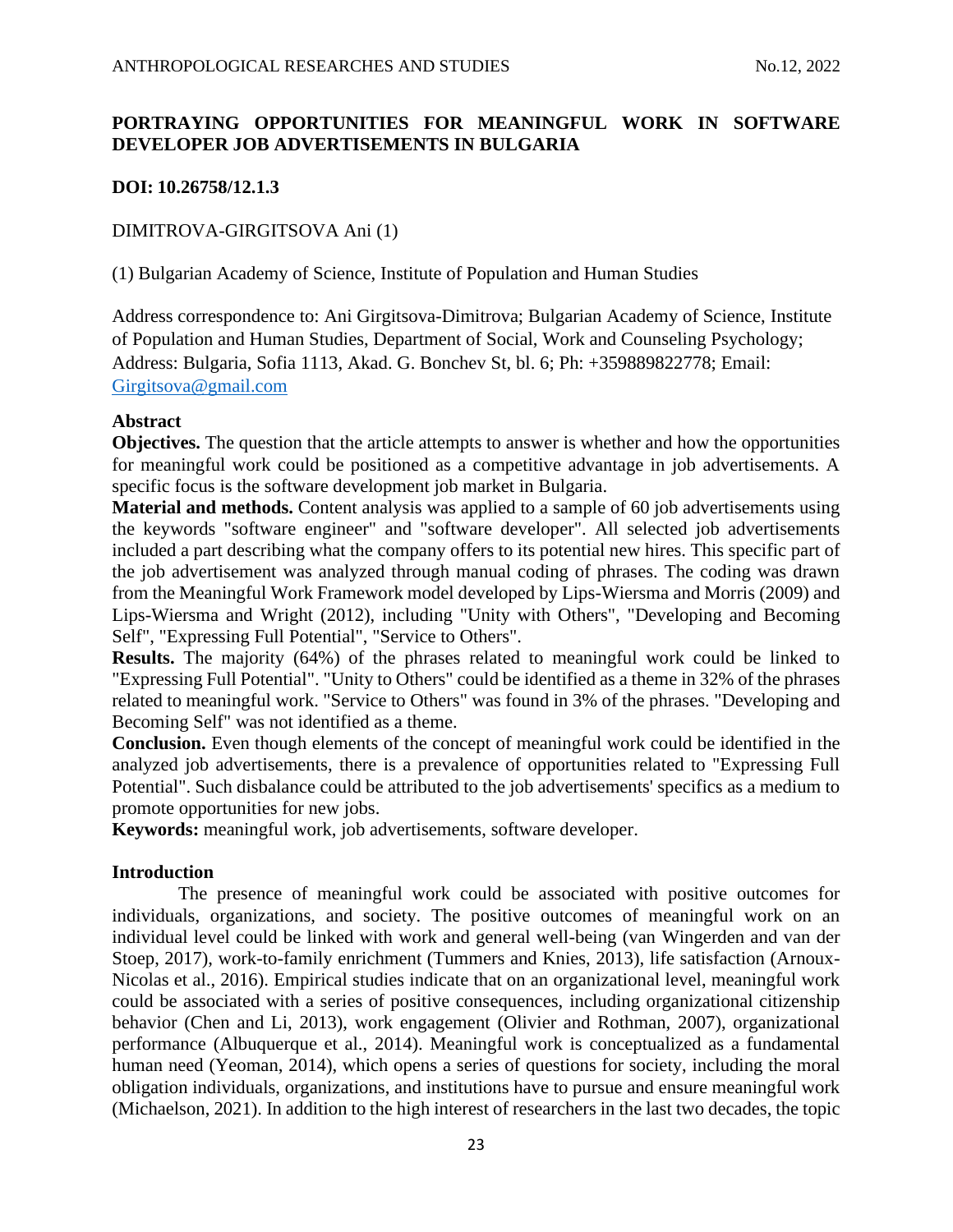# PORTRAYING OPPORTUNITIES FOR MEANINGFUL WORK IN SOFTWARE DEVELOPER JOB ADVERTISEMENTS IN BULGARIA

**DOI: 10.26758/12.1.3**

DIMITROVA-GIRGITSOVA Ani (1)

(1) Bulgarian Academy of Science, Institute of Population and Human Studies

Address correspondence to: Ani Girgitsova-Dimitrova; Bulgarian Academy of Science, Institute of Population and Human Studies, Department of Social, Work and Counseling Psychology; Address: Bulgaria, Sofia 1113, Akad. G. Bonchev St, bl. 6; Ph: +359889822778; Email: Girgitsova@gmail.com

## Abstract

**Objectives.** The question that the article attempts to answer is whether and how the opportunities for meaningful work could be positioned as a competitive advantage in job advertisements. A specific focus is the software development job market in Bulgaria.

**Material and methods.** Content analysis was applied to a sample of 60 job advertisements using the keywords "software engineer" and "software developer". All selected job advertisements included a part describing what the company offers to its potential new hires. This specific part of the job advertisement was analyzed through manual coding of phrases. The coding was drawn from the Meaningful Work Framework model developed by Lips-Wiersma and Morris (2009) and Lips-Wiersma and Wright (2012), including "Unity with Others", "Developing and Becoming Self", "Expressing Full Potential", "Service to Others".

**Results.** The majority (64%) of the phrases related to meaningful work could be linked to "Expressing Full Potential". "Unity to Others" could be identified as a theme in 32% of the phrases related to meaningful work. "Service to Others" was found in 3% of the phrases. "Developing and Becoming Self" was not identified as a theme.

**Conclusion.** Even though elements of the concept of meaningful work could be identified in the analyzed job advertisements, there is a prevalence of opportunities related to "Expressing Full Potential". Such disbalance could be attributed to the job advertisements' specifics as a medium to promote opportunities for new jobs.

**Keywords:** meaningful work, job advertisements, software developer.

## Introduction

The presence of meaningful work could be associated with positive outcomes for individuals, organizations, and society. The positive outcomes of meaningful work on an individual level could be linked with work and general well-being (van Wingerden and van der Stoep, 2017), work-to-family enrichment (Tummers and Knies, 2013), life satisfaction (Arnoux-Nicolas et al., 2016). Empirical studies indicate that on an organizational level, meaningful work could be associated with a series of positive consequences, including organizational citizenship behavior (Chen and Li, 2013), work engagement (Olivier and Rothman, 2007), organizational performance (Albuquerque et al., 2014). Meaningful work is conceptualized as a fundamental human need (Yeoman, 2014), which opens a series of questions for society, including the moral obligation individuals, organizations, and institutions have to pursue and ensure meaningful work (Michaelson, 2021). In addition to the high interest of researchers in the last two decades, the topic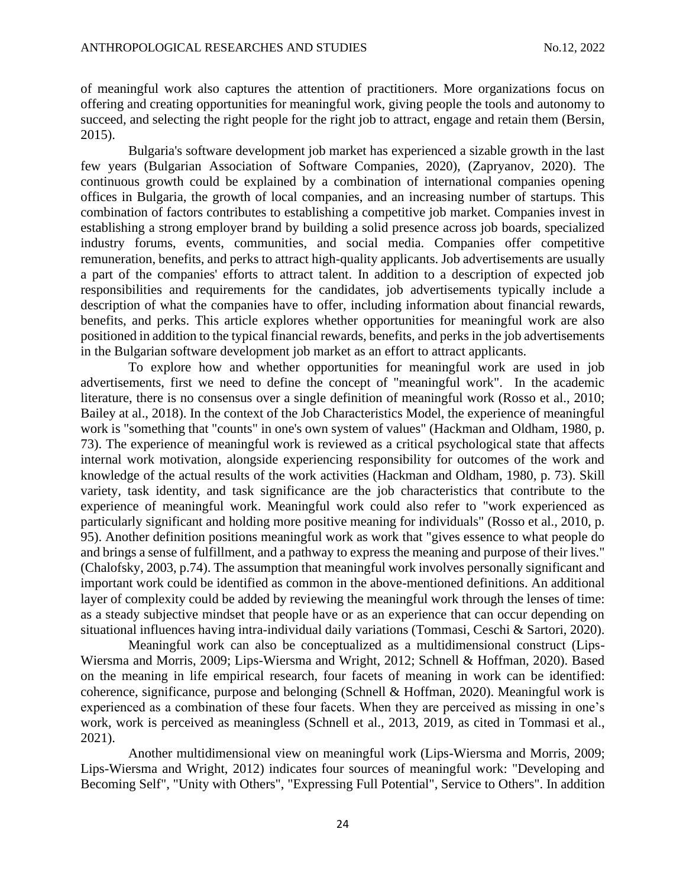of meaningful work also captures the attention of practitioners. More organizations focus on offering and creating opportunities for meaningful work, giving people the tools and autonomy to succeed, and selecting the right people for the right job to attract, engage and retain them (Bersin, 2015).

Bulgaria's software development job market has experienced a sizable growth in the last few years (Bulgarian Association of Software Companies, 2020), (Zapryanov, 2020). The continuous growth could be explained by a combination of international companies opening offices in Bulgaria, the growth of local companies, and an increasing number of startups. This combination of factors contributes to establishing a competitive job market. Companies invest in establishing a strong employer brand by building a solid presence across job boards, specialized industry forums, events, communities, and social media. Companies offer competitive remuneration, benefits, and perks to attract high-quality applicants. Job advertisements are usually a part of the companies' efforts to attract talent. In addition to a description of expected job responsibilities and requirements for the candidates, job advertisements typically include a description of what the companies have to offer, including information about financial rewards, benefits, and perks. This article explores whether opportunities for meaningful work are also positioned in addition to the typical financial rewards, benefits, and perks in the job advertisements in the Bulgarian software development job market as an effort to attract applicants.

To explore how and whether opportunities for meaningful work are used in job advertisements, first we need to define the concept of "meaningful work". In the academic literature, there is no consensus over a single definition of meaningful work (Rosso et al., 2010; Bailey at al., 2018). In the context of the Job Characteristics Model, the experience of meaningful work is "something that "counts" in one's own system of values" (Hackman and Oldham, 1980, p. 73). The experience of meaningful work is reviewed as a critical psychological state that affects internal work motivation, alongside experiencing responsibility for outcomes of the work and knowledge of the actual results of the work activities (Hackman and Oldham, 1980, p. 73). Skill variety, task identity, and task significance are the job characteristics that contribute to the experience of meaningful work. Meaningful work could also refer to "work experienced as particularly significant and holding more positive meaning for individuals" (Rosso et al., 2010, p. 95). Another definition positions meaningful work as work that "gives essence to what people do and brings a sense of fulfillment, and a pathway to express the meaning and purpose of their lives." (Chalofsky, 2003, p.74). The assumption that meaningful work involves personally significant and important work could be identified as common in the above-mentioned definitions. An additional layer of complexity could be added by reviewing the meaningful work through the lenses of time: as a steady subjective mindset that people have or as an experience that can occur depending on situational influences having intra-individual daily variations (Tommasi, Ceschi & Sartori, 2020).

Meaningful work can also be conceptualized as a multidimensional construct (Lips-Wiersma and Morris, 2009; Lips-Wiersma and Wright, 2012; Schnell & Hoffman, 2020). Based on the meaning in life empirical research, four facets of meaning in work can be identified: coherence, significance, purpose and belonging (Schnell & Hoffman, 2020). Meaningful work is experienced as a combination of these four facets. When they are perceived as missing in one's work, work is perceived as meaningless (Schnell et al., 2013, 2019, as cited in Tommasi et al., 2021).

Another multidimensional view on meaningful work (Lips-Wiersma and Morris, 2009; Lips-Wiersma and Wright, 2012) indicates four sources of meaningful work: "Developing and Becoming Self", "Unity with Others", "Expressing Full Potential", Service to Others". In addition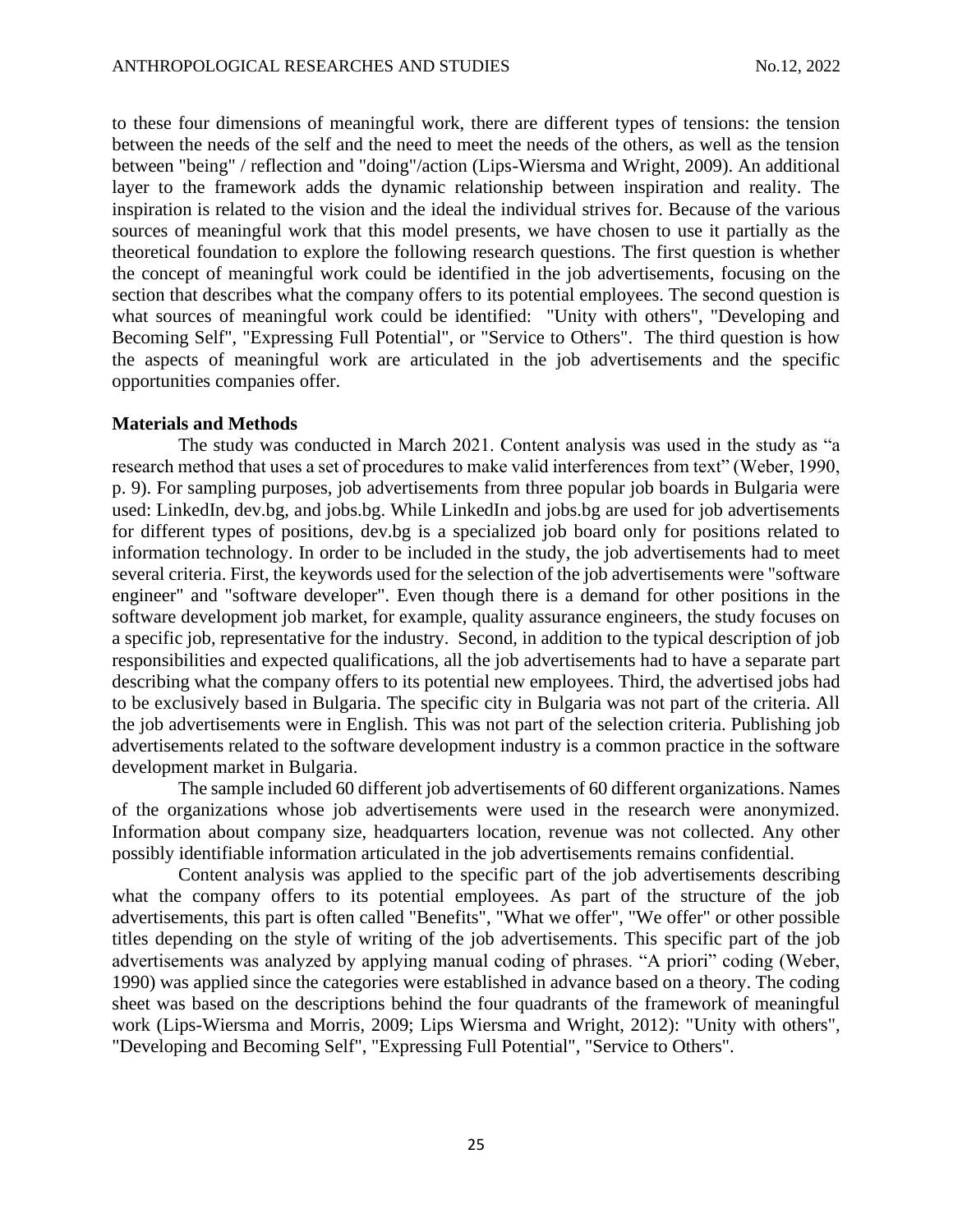to these four dimensions of meaningful work, there are different types of tensions: the tension between the needs of the self and the need to meet the needs of the others, as well as the tension between "being" / reflection and "doing"/action (Lips-Wiersma and Wright, 2009). An additional layer to the framework adds the dynamic relationship between inspiration and reality. The inspiration is related to the vision and the ideal the individual strives for. Because of the various sources of meaningful work that this model presents, we have chosen to use it partially as the theoretical foundation to explore the following research questions. The first question is whether the concept of meaningful work could be identified in the job advertisements, focusing on the section that describes what the company offers to its potential employees. The second question is what sources of meaningful work could be identified: "Unity with others", "Developing and Becoming Self", "Expressing Full Potential", or "Service to Others". The third question is how the aspects of meaningful work are articulated in the job advertisements and the specific opportunities companies offer.

**Materials and Methods**

The study was conducted in March 2021. Content analysis was used in the study as "a research method that uses a set of procedures to make valid interferences from text" (Weber, 1990, p. 9). For sampling purposes, job advertisements from three popular job boards in Bulgaria were used: LinkedIn, dev.bg, and jobs.bg. While LinkedIn and jobs.bg are used for job advertisements for different types of positions, dev.bg is a specialized job board only for positions related to information technology. In order to be included in the study, the job advertisements had to meet several criteria. First, the keywords used for the selection of the job advertisements were "software engineer" and "software developer". Even though there is a demand for other positions in the software development job market, for example, quality assurance engineers, the study focuses on a specific job, representative for the industry. Second, in addition to the typical description of job responsibilities and expected qualifications, all the job advertisements had to have a separate part describing what the company offers to its potential new employees. Third, the advertised jobs had to be exclusively based in Bulgaria. The specific city in Bulgaria was not part of the criteria. All the job advertisements were in English. This was not part of the selection criteria. Publishing job advertisements related to the software development industry is a common practice in the software development market in Bulgaria.

The sample included 60 different job advertisements of 60 different organizations. Names of the organizations whose job advertisements were used in the research were anonymized. Information about company size, headquarters location, revenue was not collected. Any other possibly identifiable information articulated in the job advertisements remains confidential.

Content analysis was applied to the specific part of the job advertisements describing what the company offers to its potential employees. As part of the structure of the job advertisements, this part is often called "Benefits", "What we offer", "We offer" or other possible titles depending on the style of writing of the job advertisements. This specific part of the job advertisements was analyzed by applying manual coding of phrases. "A priori" coding (Weber, 1990) was applied since the categories were established in advance based on a theory. The coding sheet was based on the descriptions behind the four quadrants of the framework of meaningful work (Lips-Wiersma and Morris, 2009; Lips Wiersma and Wright, 2012): "Unity with others", "Developing and Becoming Self", "Expressing Full Potential", "Service to Others".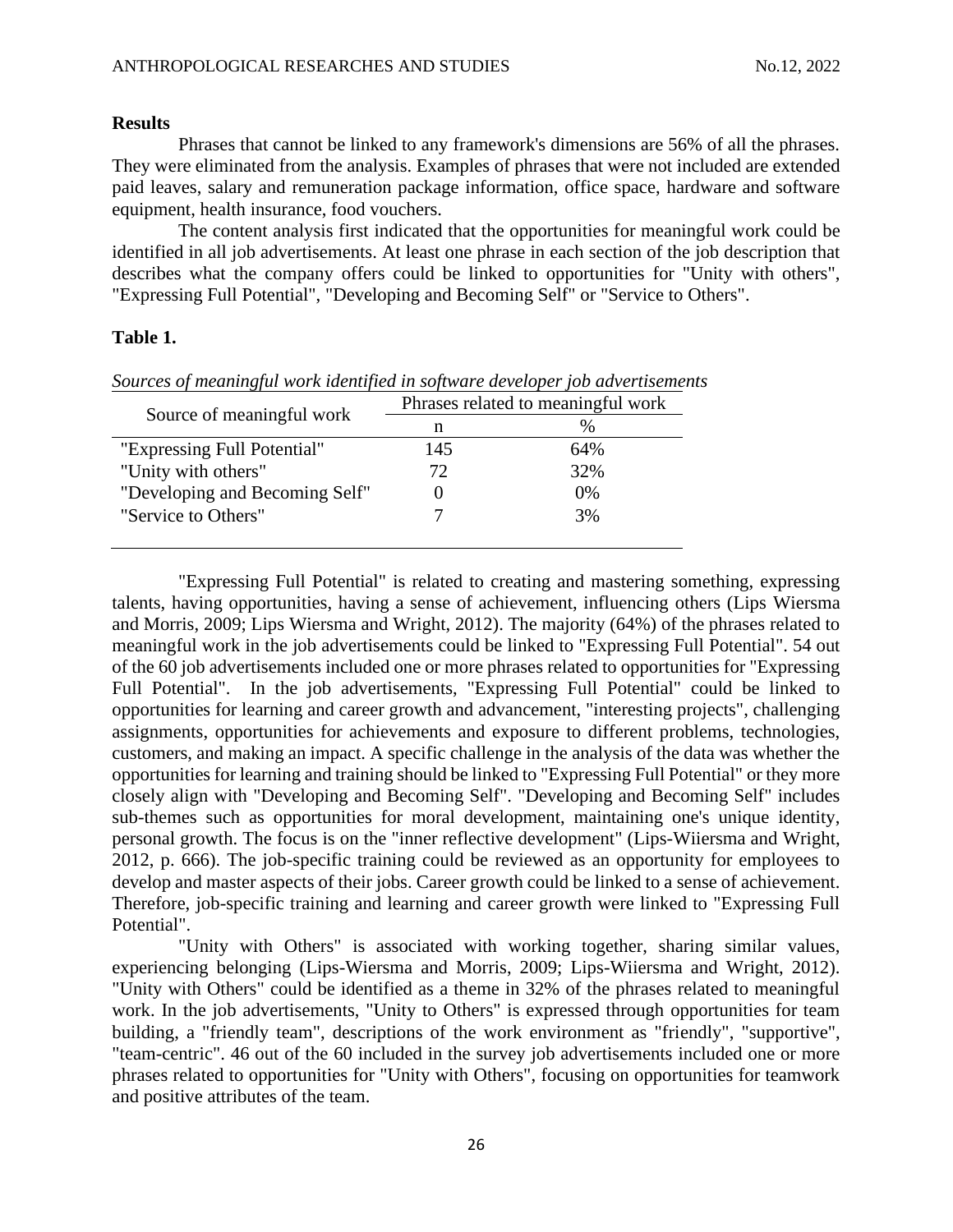**Results**

Phrases that cannot be linked to any framework's dimensions are 56% of all the phrases. They were eliminated from the analysis. Examples of phrases that were not included are extended paid leaves, salary and remuneration package information, office space, hardware and software equipment, health insurance, food vouchers.

The content analysis first indicated that the opportunities for meaningful work could be identified in all job advertisements. At least one phrase in each section of the job description that describes what the company offers could be linked to opportunities for "Unity with others", "Expressing Full Potential", "Developing and Becoming Self" or "Service to Others".

**Table 1.**

*Sources of meaningful work identified in software developer job advertisements*

| Source of meaningful work | Phrases related to meaningful work | |
|---|---|---|
| | n | % |
| "Expressing Full Potential" | 145 | 64% |
| "Unity with others" | 72 | 32% |
| "Developing and Becoming Self" | 0 | 0% |
| "Service to Others" | 7 | 3% |

"Expressing Full Potential" is related to creating and mastering something, expressing talents, having opportunities, having a sense of achievement, influencing others (Lips Wiersma and Morris, 2009; Lips Wiersma and Wright, 2012). The majority (64%) of the phrases related to meaningful work in the job advertisements could be linked to "Expressing Full Potential". 54 out of the 60 job advertisements included one or more phrases related to opportunities for "Expressing Full Potential". In the job advertisements, "Expressing Full Potential" could be linked to opportunities for learning and career growth and advancement, "interesting projects", challenging assignments, opportunities for achievements and exposure to different problems, technologies, customers, and making an impact. A specific challenge in the analysis of the data was whether the opportunities for learning and training should be linked to "Expressing Full Potential" or they more closely align with "Developing and Becoming Self". "Developing and Becoming Self" includes sub-themes such as opportunities for moral development, maintaining one's unique identity, personal growth. The focus is on the "inner reflective development" (Lips-Wiiersma and Wright, 2012, p. 666). The job-specific training could be reviewed as an opportunity for employees to develop and master aspects of their jobs. Career growth could be linked to a sense of achievement. Therefore, job-specific training and learning and career growth were linked to "Expressing Full Potential".

"Unity with Others" is associated with working together, sharing similar values, experiencing belonging (Lips-Wiersma and Morris, 2009; Lips-Wiiersma and Wright, 2012). "Unity with Others" could be identified as a theme in 32% of the phrases related to meaningful work. In the job advertisements, "Unity to Others" is expressed through opportunities for team building, a "friendly team", descriptions of the work environment as "friendly", "supportive", "team-centric". 46 out of the 60 included in the survey job advertisements included one or more phrases related to opportunities for "Unity with Others", focusing on opportunities for teamwork and positive attributes of the team.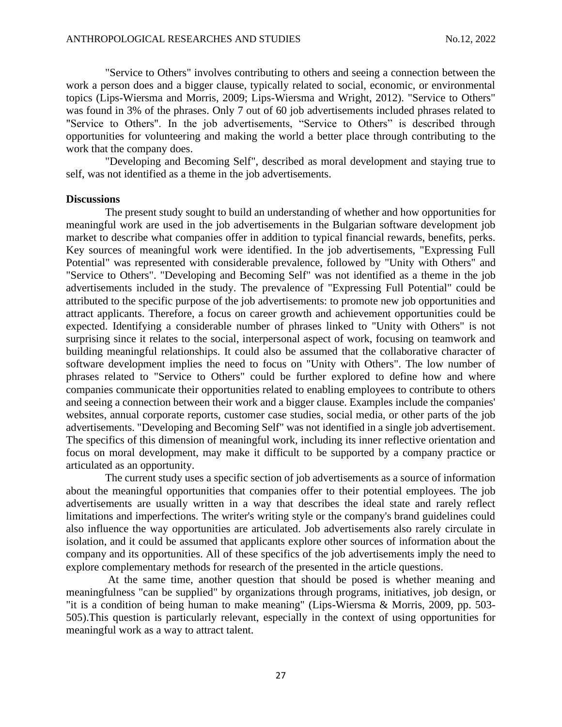"Service to Others" involves contributing to others and seeing a connection between the work a person does and a bigger clause, typically related to social, economic, or environmental topics (Lips-Wiersma and Morris, 2009; Lips-Wiersma and Wright, 2012). "Service to Others" was found in 3% of the phrases. Only 7 out of 60 job advertisements included phrases related to "Service to Others". In the job advertisements, "Service to Others" is described through opportunities for volunteering and making the world a better place through contributing to the work that the company does.

"Developing and Becoming Self", described as moral development and staying true to self, was not identified as a theme in the job advertisements.

**Discussions**

The present study sought to build an understanding of whether and how opportunities for meaningful work are used in the job advertisements in the Bulgarian software development job market to describe what companies offer in addition to typical financial rewards, benefits, perks. Key sources of meaningful work were identified. In the job advertisements, "Expressing Full Potential" was represented with considerable prevalence, followed by "Unity with Others" and "Service to Others". "Developing and Becoming Self" was not identified as a theme in the job advertisements included in the study. The prevalence of "Expressing Full Potential" could be attributed to the specific purpose of the job advertisements: to promote new job opportunities and attract applicants. Therefore, a focus on career growth and achievement opportunities could be expected. Identifying a considerable number of phrases linked to "Unity with Others" is not surprising since it relates to the social, interpersonal aspect of work, focusing on teamwork and building meaningful relationships. It could also be assumed that the collaborative character of software development implies the need to focus on "Unity with Others". The low number of phrases related to "Service to Others" could be further explored to define how and where companies communicate their opportunities related to enabling employees to contribute to others and seeing a connection between their work and a bigger clause. Examples include the companies' websites, annual corporate reports, customer case studies, social media, or other parts of the job advertisements. "Developing and Becoming Self" was not identified in a single job advertisement. The specifics of this dimension of meaningful work, including its inner reflective orientation and focus on moral development, may make it difficult to be supported by a company practice or articulated as an opportunity.

The current study uses a specific section of job advertisements as a source of information about the meaningful opportunities that companies offer to their potential employees. The job advertisements are usually written in a way that describes the ideal state and rarely reflect limitations and imperfections. The writer's writing style or the company's brand guidelines could also influence the way opportunities are articulated. Job advertisements also rarely circulate in isolation, and it could be assumed that applicants explore other sources of information about the company and its opportunities. All of these specifics of the job advertisements imply the need to explore complementary methods for research of the presented in the article questions.

At the same time, another question that should be posed is whether meaning and meaningfulness "can be supplied" by organizations through programs, initiatives, job design, or "it is a condition of being human to make meaning" (Lips-Wiersma & Morris, 2009, pp. 503-505).This question is particularly relevant, especially in the context of using opportunities for meaningful work as a way to attract talent.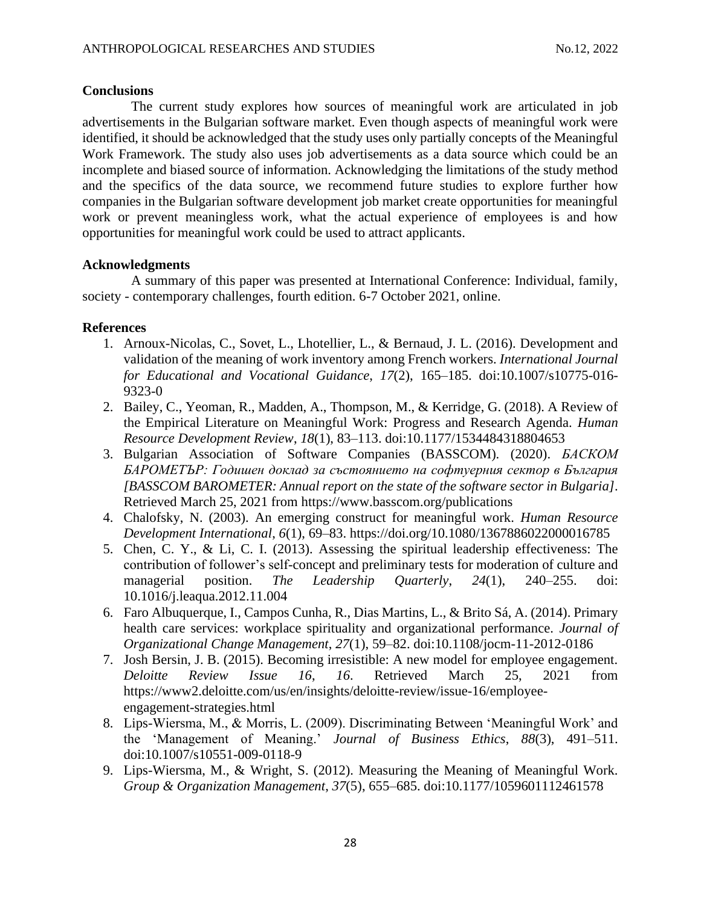## Conclusions

The current study explores how sources of meaningful work are articulated in job advertisements in the Bulgarian software market. Even though aspects of meaningful work were identified, it should be acknowledged that the study uses only partially concepts of the Meaningful Work Framework. The study also uses job advertisements as a data source which could be an incomplete and biased source of information. Acknowledging the limitations of the study method and the specifics of the data source, we recommend future studies to explore further how companies in the Bulgarian software development job market create opportunities for meaningful work or prevent meaningless work, what the actual experience of employees is and how opportunities for meaningful work could be used to attract applicants.

## Acknowledgments

A summary of this paper was presented at International Conference: Individual, family, society - contemporary challenges, fourth edition. 6-7 October 2021, online.

## References

1. Arnoux-Nicolas, C., Sovet, L., Lhotellier, L., & Bernaud, J. L. (2016). Development and validation of the meaning of work inventory among French workers. *International Journal for Educational and Vocational Guidance*, *17*(2), 165–185. doi:10.1007/s10775-016-9323-0
2. Bailey, C., Yeoman, R., Madden, A., Thompson, M., & Kerridge, G. (2018). A Review of the Empirical Literature on Meaningful Work: Progress and Research Agenda. *Human Resource Development Review*, *18*(1), 83–113. doi:10.1177/1534484318804653
3. Bulgarian Association of Software Companies (BASSCOM). (2020). *БАСКОМ БАРОМЕТЪР: Годишен доклад за състоянието на софтуерния сектор в България [BASSCOM BAROMETER: Annual report on the state of the software sector in Bulgaria]*. Retrieved March 25, 2021 from https://www.basscom.org/publications
4. Chalofsky, N. (2003). An emerging construct for meaningful work. *Human Resource Development International*, *6*(1), 69–83. https://doi.org/10.1080/1367886022000016785
5. Chen, C. Y., & Li, C. I. (2013). Assessing the spiritual leadership effectiveness: The contribution of follower's self-concept and preliminary tests for moderation of culture and managerial position. *The Leadership Quarterly*, *24*(1), 240–255. doi: 10.1016/j.leaqua.2012.11.004
6. Faro Albuquerque, I., Campos Cunha, R., Dias Martins, L., & Brito Sá, A. (2014). Primary health care services: workplace spirituality and organizational performance. *Journal of Organizational Change Management*, *27*(1), 59–82. doi:10.1108/jocm-11-2012-0186
7. Josh Bersin, J. B. (2015). Becoming irresistible: A new model for employee engagement. *Deloitte Review Issue 16*, *16*. Retrieved March 25, 2021 from https://www2.deloitte.com/us/en/insights/deloitte-review/issue-16/employee-engagement-strategies.html
8. Lips-Wiersma, M., & Morris, L. (2009). Discriminating Between 'Meaningful Work' and the 'Management of Meaning.' *Journal of Business Ethics*, *88*(3), 491–511. doi:10.1007/s10551-009-0118-9
9. Lips-Wiersma, M., & Wright, S. (2012). Measuring the Meaning of Meaningful Work. *Group & Organization Management*, *37*(5), 655–685. doi:10.1177/1059601112461578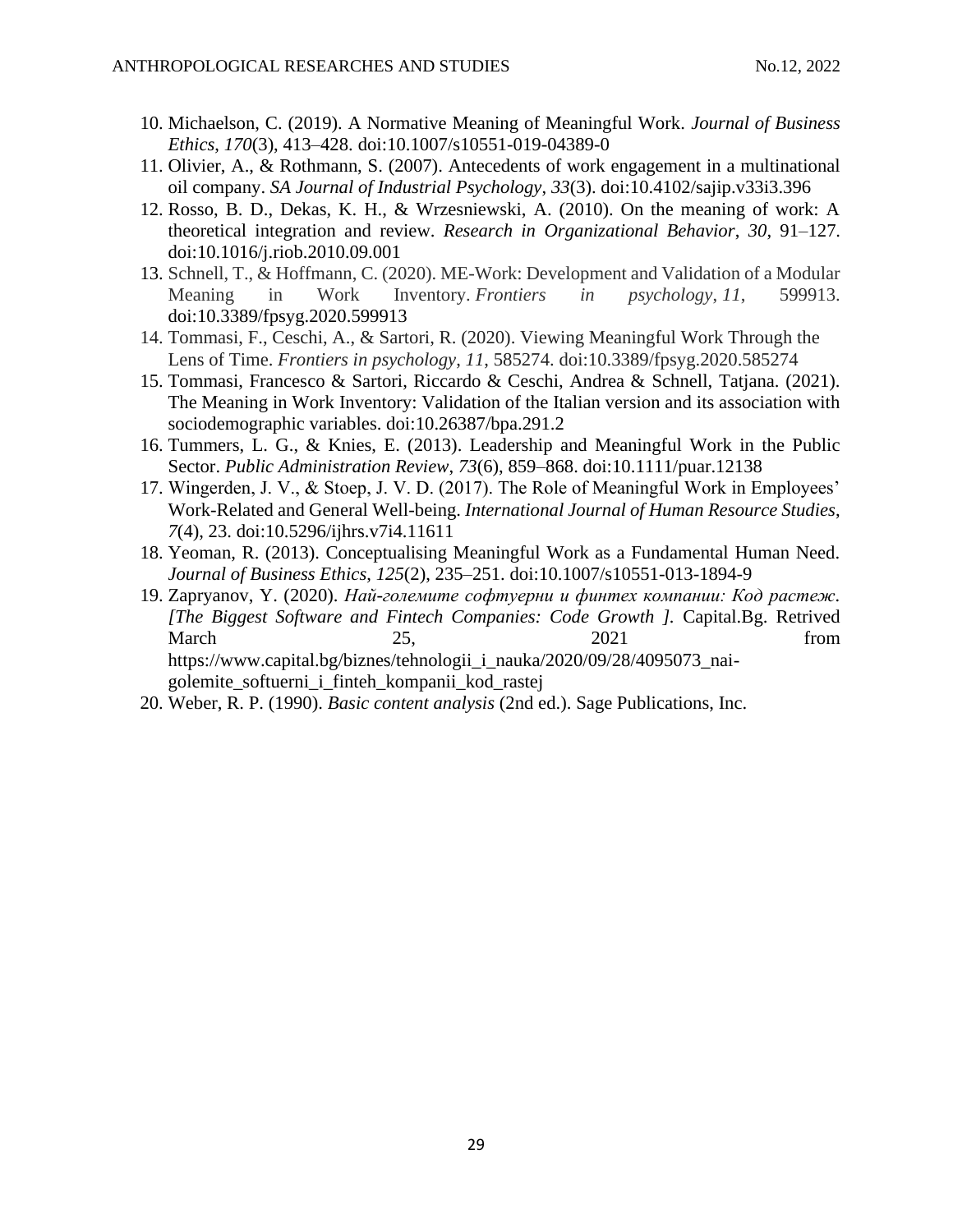10. Michaelson, C. (2019). A Normative Meaning of Meaningful Work. *Journal of Business Ethics*, *170*(3), 413–428. doi:10.1007/s10551-019-04389-0
11. Olivier, A., & Rothmann, S. (2007). Antecedents of work engagement in a multinational oil company. *SA Journal of Industrial Psychology*, *33*(3). doi:10.4102/sajip.v33i3.396
12. Rosso, B. D., Dekas, K. H., & Wrzesniewski, A. (2010). On the meaning of work: A theoretical integration and review. *Research in Organizational Behavior*, *30*, 91–127. doi:10.1016/j.riob.2010.09.001
13. Schnell, T., & Hoffmann, C. (2020). ME-Work: Development and Validation of a Modular Meaning in Work Inventory. *Frontiers in psychology*, *11*, 599913. doi:10.3389/fpsyg.2020.599913
14. Tommasi, F., Ceschi, A., & Sartori, R. (2020). Viewing Meaningful Work Through the Lens of Time. *Frontiers in psychology*, *11*, 585274. doi:10.3389/fpsyg.2020.585274
15. Tommasi, Francesco & Sartori, Riccardo & Ceschi, Andrea & Schnell, Tatjana. (2021). The Meaning in Work Inventory: Validation of the Italian version and its association with sociodemographic variables. doi:10.26387/bpa.291.2
16. Tummers, L. G., & Knies, E. (2013). Leadership and Meaningful Work in the Public Sector. *Public Administration Review*, *73*(6), 859–868. doi:10.1111/puar.12138
17. Wingerden, J. V., & Stoep, J. V. D. (2017). The Role of Meaningful Work in Employees' Work-Related and General Well-being. *International Journal of Human Resource Studies*, *7*(4), 23. doi:10.5296/ijhrs.v7i4.11611
18. Yeoman, R. (2013). Conceptualising Meaningful Work as a Fundamental Human Need. *Journal of Business Ethics*, *125*(2), 235–251. doi:10.1007/s10551-013-1894-9
19. Zapryanov, Y. (2020). *Най-големите софтуерни и финтех компании: Код растеж. [The Biggest Software and Fintech Companies: Code Growth ].* Capital.Bg. Retrived March 25, 2021 from https://www.capital.bg/biznes/tehnologii_i_nauka/2020/09/28/4095073_nai-golemite_softuerni_i_finteh_kompanii_kod_rastej
20. Weber, R. P. (1990). *Basic content analysis* (2nd ed.). Sage Publications, Inc.